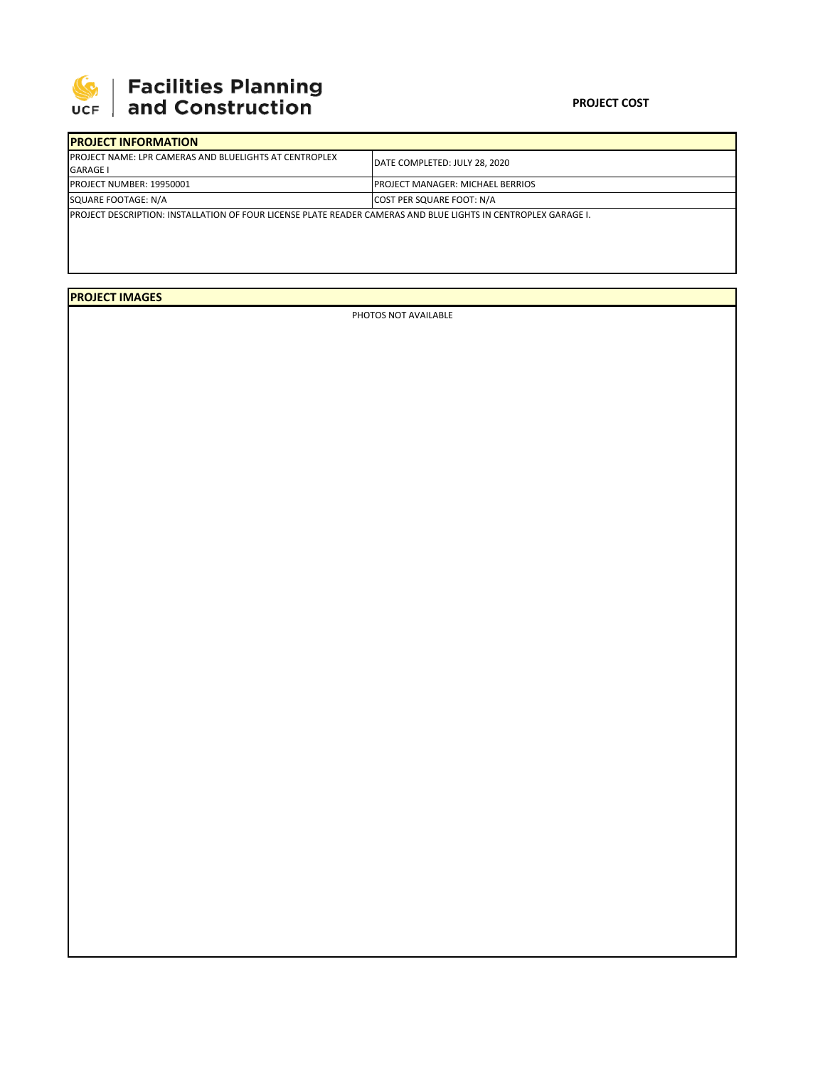# Facilities Planning and Construction

**PROJECT COST**

## PROJECT INFORMATION

| PROJECT NAME: LPR CAMERAS AND BLUELIGHTS AT CENTROPLEX GARAGE I | DATE COMPLETED: JULY 28, 2020 |
|---|---|
| PROJECT NUMBER: 19950001 | PROJECT MANAGER: MICHAEL BERRIOS |
| SQUARE FOOTAGE: N/A | COST PER SQUARE FOOT: N/A |

PROJECT DESCRIPTION: INSTALLATION OF FOUR LICENSE PLATE READER CAMERAS AND BLUE LIGHTS IN CENTROPLEX GARAGE I.

## PROJECT IMAGES

PHOTOS NOT AVAILABLE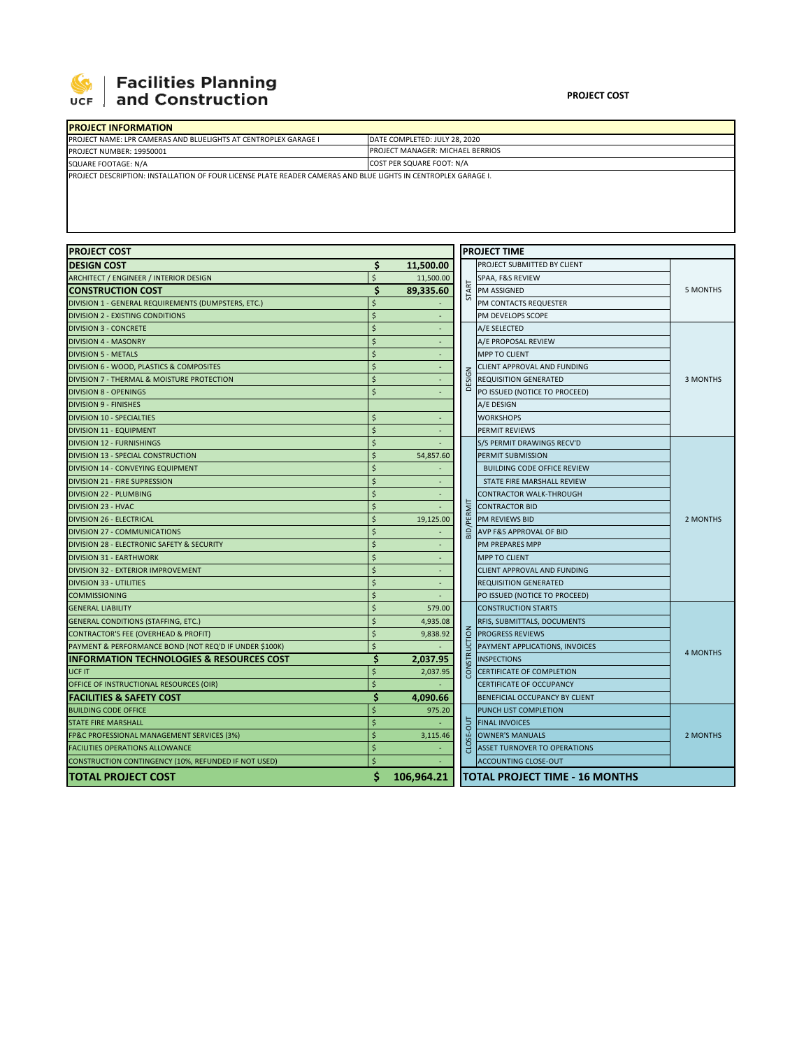**Facilities Planning and Construction**

**PROJECT COST**

| **PROJECT INFORMATION** | |
|---|---|
| PROJECT NAME: LPR CAMERAS AND BLUELIGHTS AT CENTROPLEX GARAGE I | DATE COMPLETED: JULY 28, 2020 |
| PROJECT NUMBER: 19950001 | PROJECT MANAGER: MICHAEL BERRIOS |
| SQUARE FOOTAGE: N/A | COST PER SQUARE FOOT: N/A |
| PROJECT DESCRIPTION: INSTALLATION OF FOUR LICENSE PLATE READER CAMERAS AND BLUE LIGHTS IN CENTROPLEX GARAGE I. | |

| **PROJECT COST** | | |
|---|---|---|
| **DESIGN COST** | **$** | **11,500.00** |
| ARCHITECT / ENGINEER / INTERIOR DESIGN | $ | 11,500.00 |
| **CONSTRUCTION COST** | **$** | **89,335.60** |
| DIVISION 1 - GENERAL REQUIREMENTS (DUMPSTERS, ETC.) | $ | - |
| DIVISION 2 - EXISTING CONDITIONS | $ | - |
| DIVISION 3 - CONCRETE | $ | - |
| DIVISION 4 - MASONRY | $ | - |
| DIVISION 5 - METALS | $ | - |
| DIVISION 6 - WOOD, PLASTICS & COMPOSITES | $ | - |
| DIVISION 7 - THERMAL & MOISTURE PROTECTION | $ | - |
| DIVISION 8 - OPENINGS | $ | - |
| DIVISION 9 - FINISHES | | |
| DIVISION 10 - SPECIALTIES | $ | - |
| DIVISION 11 - EQUIPMENT | $ | - |
| DIVISION 12 - FURNISHINGS | $ | - |
| DIVISION 13 - SPECIAL CONSTRUCTION | $ | 54,857.60 |
| DIVISION 14 - CONVEYING EQUIPMENT | $ | - |
| DIVISION 21 - FIRE SUPRESSION | $ | - |
| DIVISION 22 - PLUMBING | $ | - |
| DIVISION 23 - HVAC | $ | - |
| DIVISION 26 - ELECTRICAL | $ | 19,125.00 |
| DIVISION 27 - COMMUNICATIONS | $ | - |
| DIVISION 28 - ELECTRONIC SAFETY & SECURITY | $ | - |
| DIVISION 31 - EARTHWORK | $ | - |
| DIVISION 32 - EXTERIOR IMPROVEMENT | $ | - |
| DIVISION 33 - UTILITIES | $ | - |
| COMMISSIONING | $ | - |
| GENERAL LIABILITY | $ | 579.00 |
| GENERAL CONDITIONS (STAFFING, ETC.) | $ | 4,935.08 |
| CONTRACTOR'S FEE (OVERHEAD & PROFIT) | $ | 9,838.92 |
| PAYMENT & PERFORMANCE BOND (NOT REQ'D IF UNDER $100K) | $ | - |
| **INFORMATION TECHNOLOGIES & RESOURCES COST** | **$** | **2,037.95** |
| UCF IT | $ | 2,037.95 |
| OFFICE OF INSTRUCTIONAL RESOURCES (OIR) | $ | - |
| **FACILITIES & SAFETY COST** | **$** | **4,090.66** |
| BUILDING CODE OFFICE | $ | 975.20 |
| STATE FIRE MARSHALL | $ | - |
| FP&C PROFESSIONAL MANAGEMENT SERVICES (3%) | $ | 3,115.46 |
| FACILITIES OPERATIONS ALLOWANCE | $ | - |
| CONSTRUCTION CONTINGENCY (10%, REFUNDED IF NOT USED) | $ | - |
| **TOTAL PROJECT COST** | **$** | **106,964.21** |

| **PROJECT TIME** | | |
|---|---|---|
| START | PROJECT SUBMITTED BY CLIENT | 5 MONTHS |
| | SPAA, F&S REVIEW | |
| | PM ASSIGNED | |
| | PM CONTACTS REQUESTER | |
| | PM DEVELOPS SCOPE | |
| DESIGN | A/E SELECTED | 3 MONTHS |
| | A/E PROPOSAL REVIEW | |
| | MPP TO CLIENT | |
| | CLIENT APPROVAL AND FUNDING | |
| | REQUISITION GENERATED | |
| | PO ISSUED (NOTICE TO PROCEED) | |
| | A/E DESIGN | |
| | WORKSHOPS | |
| | PERMIT REVIEWS | |
| BID/PERMIT | S/S PERMIT DRAWINGS RECV'D | 2 MONTHS |
| | PERMIT SUBMISSION | |
| | BUILDING CODE OFFICE REVIEW | |
| | STATE FIRE MARSHALL REVIEW | |
| | CONTRACTOR WALK-THROUGH | |
| | CONTRACTOR BID | |
| | PM REVIEWS BID | |
| | AVP F&S APPROVAL OF BID | |
| | PM PREPARES MPP | |
| | MPP TO CLIENT | |
| | CLIENT APPROVAL AND FUNDING | |
| | REQUISITION GENERATED | |
| | PO ISSUED (NOTICE TO PROCEED) | |
| CONSTRUCTION | CONSTRUCTION STARTS | 4 MONTHS |
| | RFIS, SUBMITTALS, DOCUMENTS | |
| | PROGRESS REVIEWS | |
| | PAYMENT APPLICATIONS, INVOICES | |
| | INSPECTIONS | |
| | CERTIFICATE OF COMPLETION | |
| | CERTIFICATE OF OCCUPANCY | |
| | BENEFICIAL OCCUPANCY BY CLIENT | |
| CLOSE-OUT | PUNCH LIST COMPLETION | 2 MONTHS |
| | FINAL INVOICES | |
| | OWNER'S MANUALS | |
| | ASSET TURNOVER TO OPERATIONS | |
| | ACCOUNTING CLOSE-OUT | |
| **TOTAL PROJECT TIME - 16 MONTHS** | | |